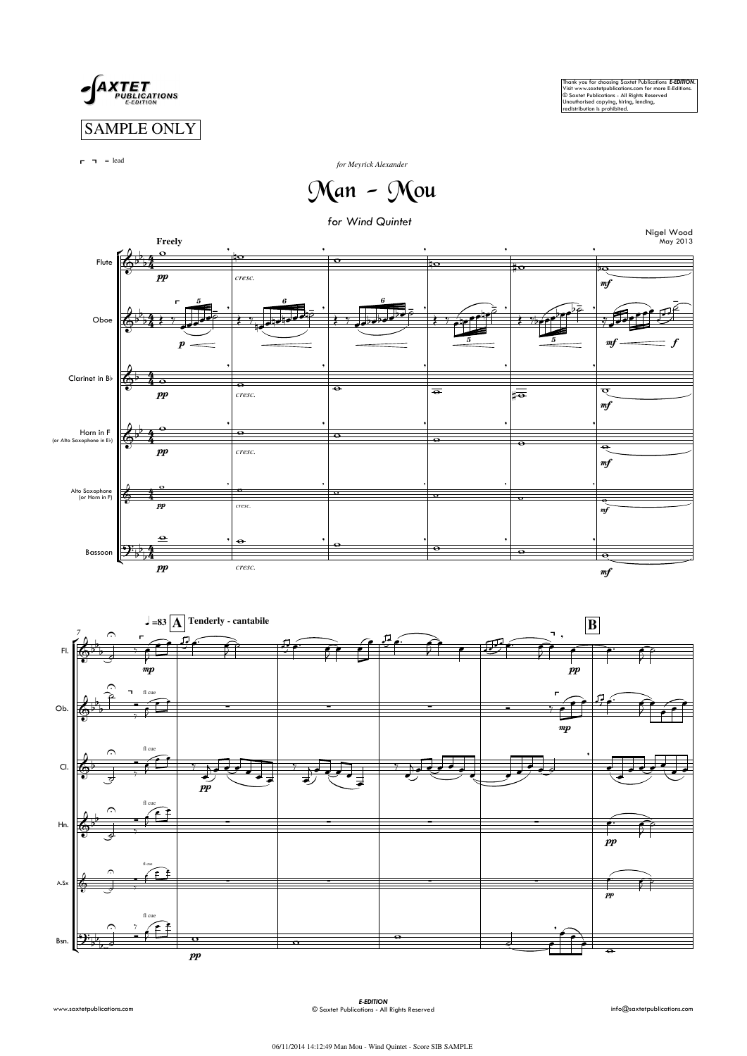SAXTET PUBLICATIONS E-EDITION

SAMPLE ONLY

Thank you for choosing Saxtet Publications *E-EDITION*. Visit www.saxtetpublications.com for more E-Editions. © Saxtet Publications - All Rights Reserved. Unauthorised copying, hiring, lending, redistribution is prohibited.

⌐ ¬ = lead

*for Meyrick Alexander*

# Man - Mou

*for Wind Quintet*

Nigel Wood
May 2013

**Freely**

Flute — Oboe — Clarinet in B♭ — Horn in F (or Alto Saxophone in E♭) — Alto Saxophone (or Horn in F) — Bassoon

*pp* *cresc.* *mf* *p* *f*

♩=83 **A** **Tenderly - cantabile** **B**

Fl. Ob. Cl. Hn. A.Sx Bsn.

*mp* *pp* fl cue

E-EDITION
© Saxtet Publications - All Rights Reserved

www.saxtetpublications.com    info@saxtetpublications.com

06/11/2014 14:12:49 Man Mou - Wind Quintet - Score SIB SAMPLE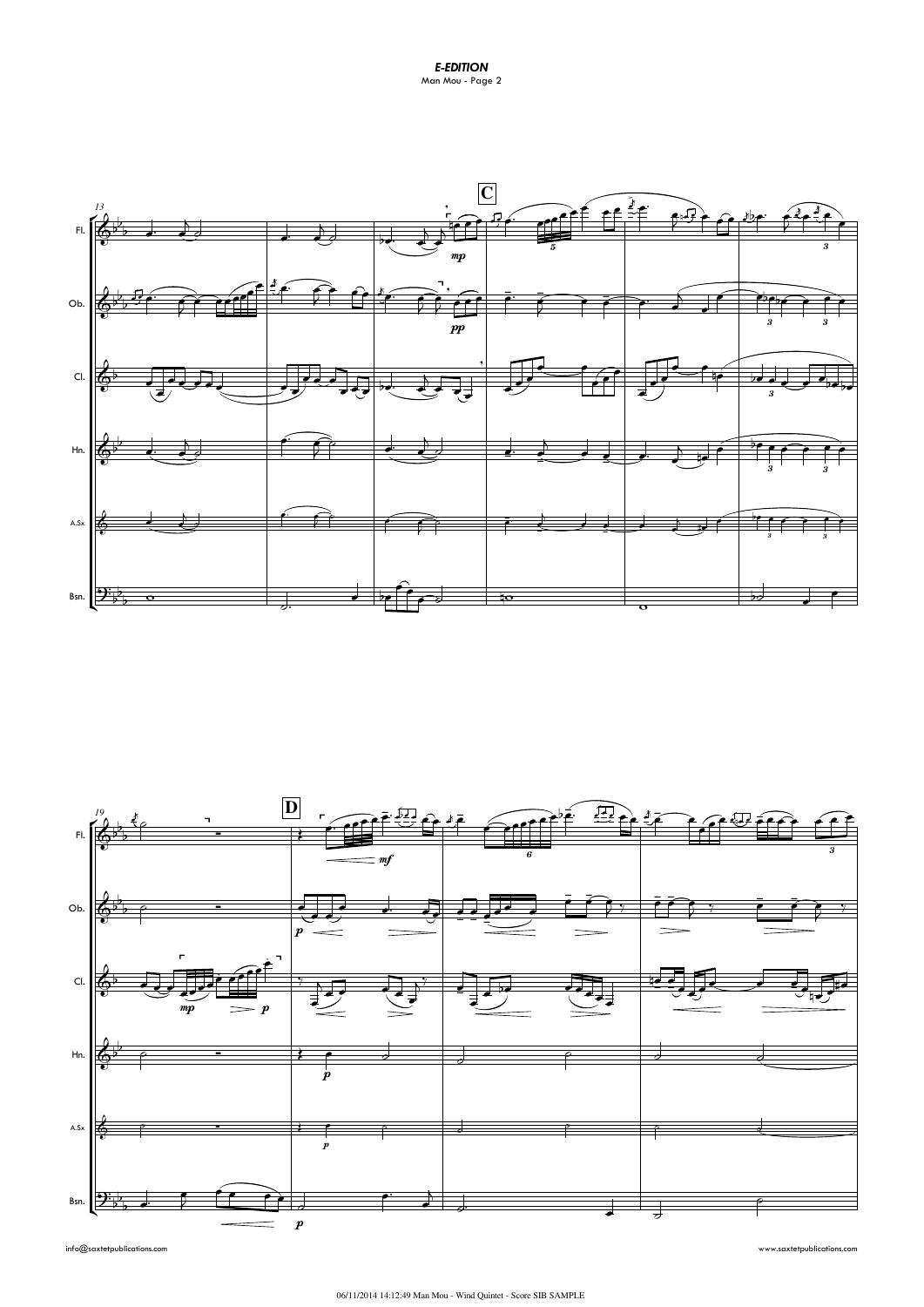13

**C**

Fl.
Ob.
Cl.
Hn.
A.Sx
Bsn.

*mp* *pp*

19

**D**

Fl.
Ob.
Cl.
Hn.
A.Sx
Bsn.

*mp* *p* *mf* *p*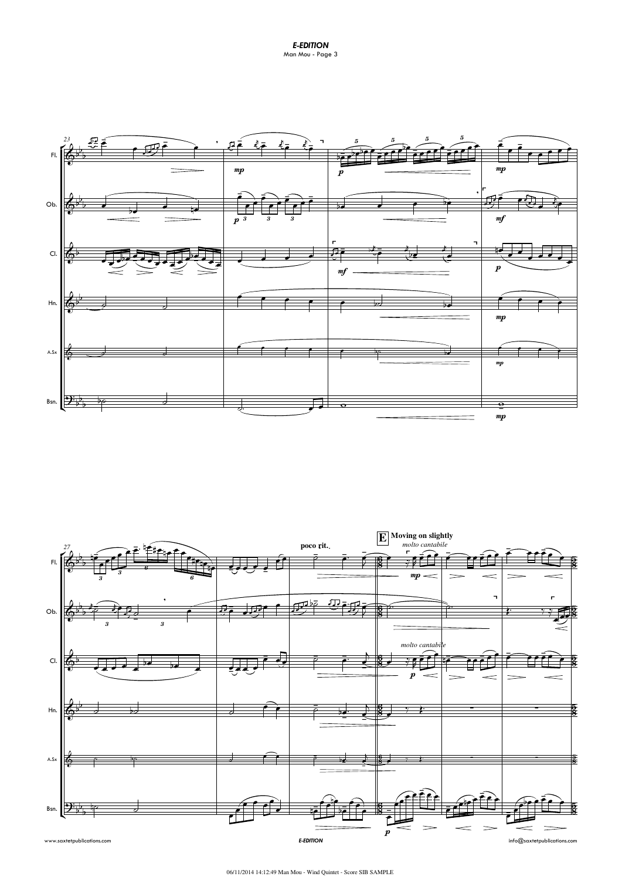**E** **Moving on slightly**

*molto cantabile*

**poco rit.**